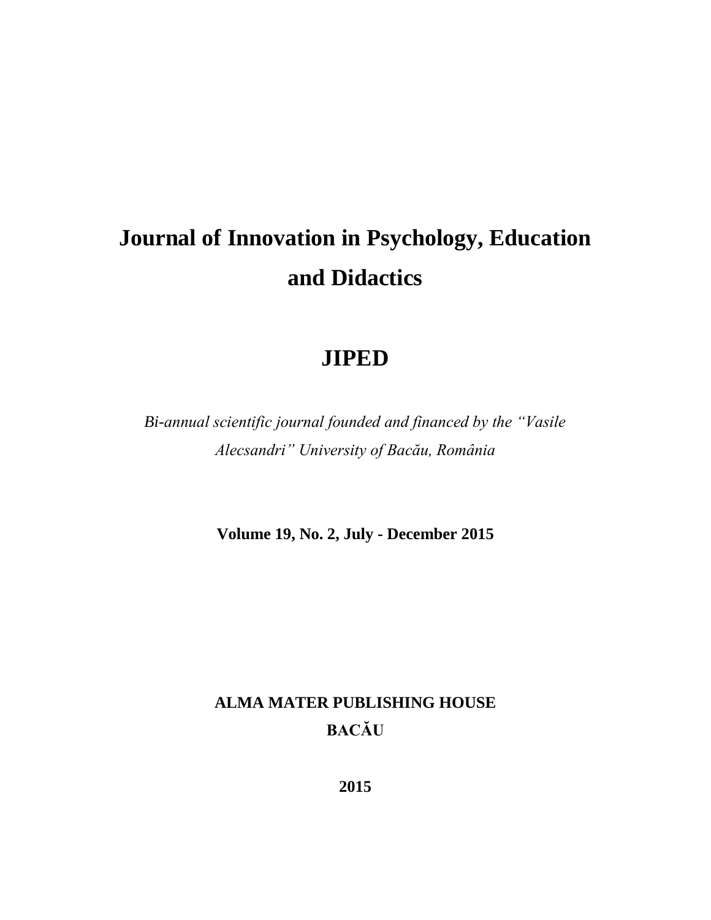# Journal of Innovation in Psychology, Education and Didactics

# JIPED

*Bi-annual scientific journal founded and financed by the "Vasile Alecsandri" University of Bacău, România*

**Volume 19, No. 2, July - December 2015**

**ALMA MATER PUBLISHING HOUSE**
**BACĂU**

**2015**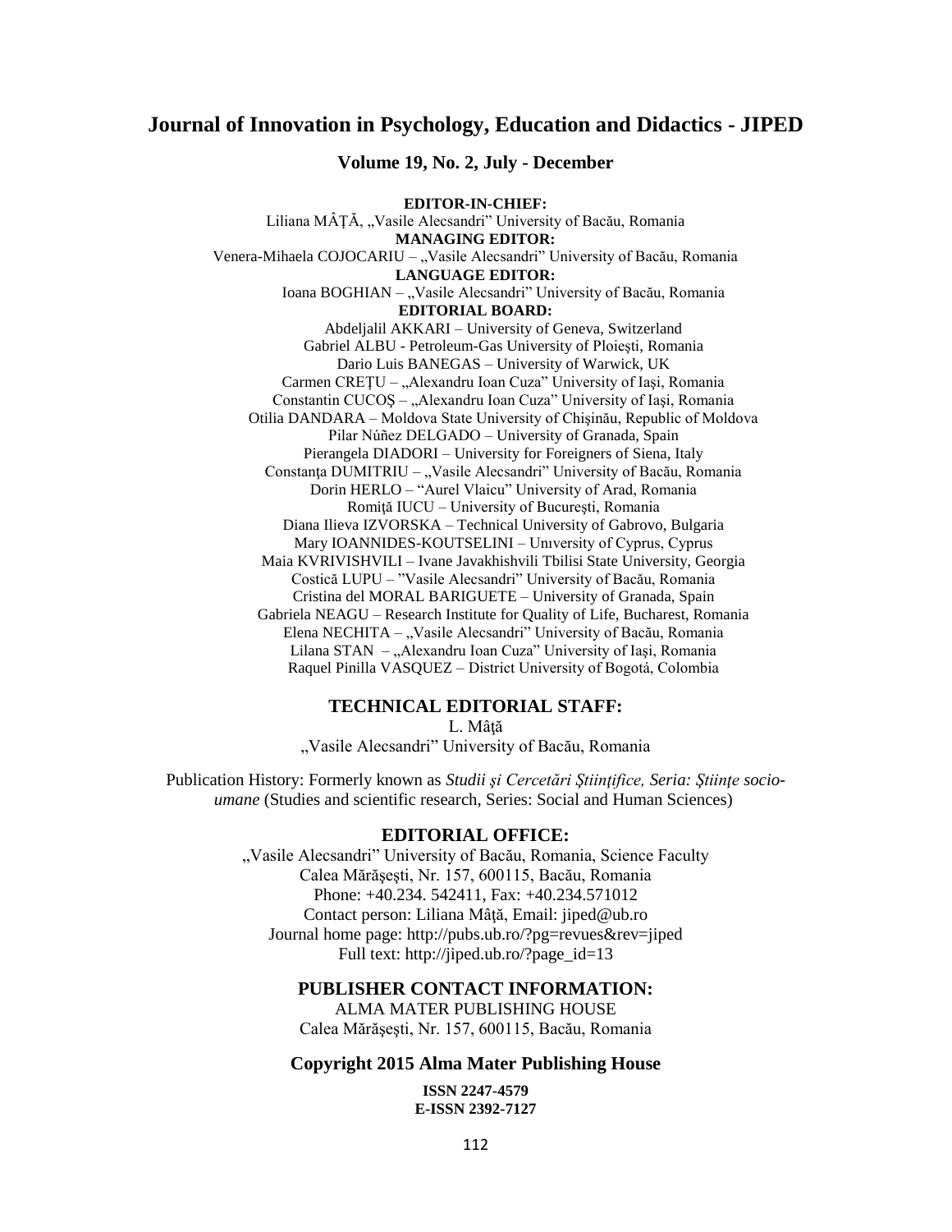# Journal of Innovation in Psychology, Education and Didactics - JIPED

**Volume 19, No. 2, July - December**

**EDITOR-IN-CHIEF:**
Liliana MÂŢĂ, „Vasile Alecsandri" University of Bacău, Romania

**MANAGING EDITOR:**
Venera-Mihaela COJOCARIU – „Vasile Alecsandri" University of Bacău, Romania

**LANGUAGE EDITOR:**
Ioana BOGHIAN – „Vasile Alecsandri" University of Bacău, Romania

**EDITORIAL BOARD:**
Abdeljalil AKKARI – University of Geneva, Switzerland
Gabriel ALBU - Petroleum-Gas University of Ploieşti, Romania
Dario Luis BANEGAS – University of Warwick, UK
Carmen CREŢU – „Alexandru Ioan Cuza" University of Iaşi, Romania
Constantin CUCOŞ – „Alexandru Ioan Cuza" University of Iaşi, Romania
Otilia DANDARA – Moldova State University of Chişinău, Republic of Moldova
Pilar Núñez DELGADO – University of Granada, Spain
Pierangela DIADORI – University for Foreigners of Siena, Italy
Constanţa DUMITRIU – „Vasile Alecsandri" University of Bacău, Romania
Dorin HERLO – "Aurel Vlaicu" University of Arad, Romania
Romiţă IUCU – University of Bucureşti, Romania
Diana Ilieva IZVORSKA – Technical University of Gabrovo, Bulgaria
Mary IOANNIDES-KOUTSELINI – University of Cyprus, Cyprus
Maia KVRIVISHVILI – Ivane Javakhishvili Tbilisi State University, Georgia
Costică LUPU – "Vasile Alecsandri" University of Bacău, Romania
Cristina del MORAL BARIGUETE – University of Granada, Spain
Gabriela NEAGU – Research Institute for Quality of Life, Bucharest, Romania
Elena NECHITA – „Vasile Alecsandri" University of Bacău, Romania
Lilana STAN – „Alexandru Ioan Cuza" University of Iaşi, Romania
Raquel Pinilla VASQUEZ – District University of Bogotá, Colombia

## TECHNICAL EDITORIAL STAFF:

L. Mâţă
„Vasile Alecsandri" University of Bacău, Romania

Publication History: Formerly known as *Studii şi Cercetări Ştiinţifice, Seria: Ştiinţe socio-umane* (Studies and scientific research, Series: Social and Human Sciences)

## EDITORIAL OFFICE:

„Vasile Alecsandri" University of Bacău, Romania, Science Faculty
Calea Mărăşeşti, Nr. 157, 600115, Bacău, Romania
Phone: +40.234. 542411, Fax: +40.234.571012
Contact person: Liliana Mâţă, Email: jiped@ub.ro
Journal home page: http://pubs.ub.ro/?pg=revues&rev=jiped
Full text: http://jiped.ub.ro/?page_id=13

## PUBLISHER CONTACT INFORMATION:

ALMA MATER PUBLISHING HOUSE
Calea Mărăşeşti, Nr. 157, 600115, Bacău, Romania

**Copyright 2015 Alma Mater Publishing House**

**ISSN 2247-4579**
**E-ISSN 2392-7127**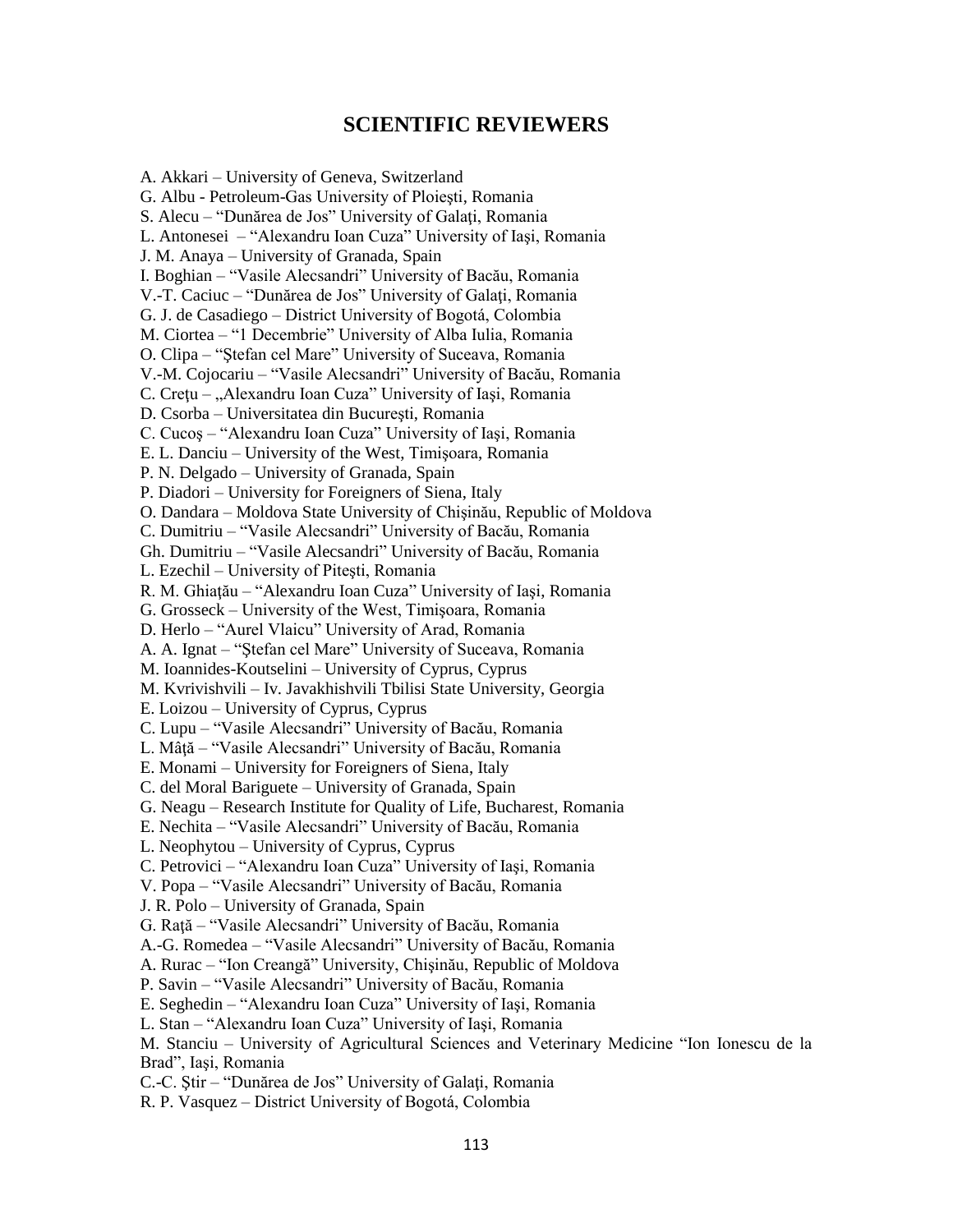# SCIENTIFIC REVIEWERS

A. Akkari – University of Geneva, Switzerland
G. Albu - Petroleum-Gas University of Ploieşti, Romania
S. Alecu – "Dunărea de Jos" University of Galaţi, Romania
L. Antonesei – "Alexandru Ioan Cuza" University of Iaşi, Romania
J. M. Anaya – University of Granada, Spain
I. Boghian – "Vasile Alecsandri" University of Bacău, Romania
V.-T. Caciuc – "Dunărea de Jos" University of Galaţi, Romania
G. J. de Casadiego – District University of Bogotá, Colombia
M. Ciortea – "1 Decembrie" University of Alba Iulia, Romania
O. Clipa – "Ştefan cel Mare" University of Suceava, Romania
V.-M. Cojocariu – "Vasile Alecsandri" University of Bacău, Romania
C. Creţu – „Alexandru Ioan Cuza" University of Iaşi, Romania
D. Csorba – Universitatea din Bucureşti, Romania
C. Cucoş – "Alexandru Ioan Cuza" University of Iaşi, Romania
E. L. Danciu – University of the West, Timişoara, Romania
P. N. Delgado – University of Granada, Spain
P. Diadori – University for Foreigners of Siena, Italy
O. Dandara – Moldova State University of Chişinău, Republic of Moldova
C. Dumitriu – "Vasile Alecsandri" University of Bacău, Romania
Gh. Dumitriu – "Vasile Alecsandri" University of Bacău, Romania
L. Ezechil – University of Piteşti, Romania
R. M. Ghiaţău – "Alexandru Ioan Cuza" University of Iaşi, Romania
G. Grosseck – University of the West, Timişoara, Romania
D. Herlo – "Aurel Vlaicu" University of Arad, Romania
A. A. Ignat – "Ştefan cel Mare" University of Suceava, Romania
M. Ioannides-Koutselini – University of Cyprus, Cyprus
M. Kvrivishvili – Iv. Javakhishvili Tbilisi State University, Georgia
E. Loizou – University of Cyprus, Cyprus
C. Lupu – "Vasile Alecsandri" University of Bacău, Romania
L. Mâţă – "Vasile Alecsandri" University of Bacău, Romania
E. Monami – University for Foreigners of Siena, Italy
C. del Moral Bariguete – University of Granada, Spain
G. Neagu – Research Institute for Quality of Life, Bucharest, Romania
E. Nechita – "Vasile Alecsandri" University of Bacău, Romania
L. Neophytou – University of Cyprus, Cyprus
C. Petrovici – "Alexandru Ioan Cuza" University of Iaşi, Romania
V. Popa – "Vasile Alecsandri" University of Bacău, Romania
J. R. Polo – University of Granada, Spain
G. Raţă – "Vasile Alecsandri" University of Bacău, Romania
A.-G. Romedea – "Vasile Alecsandri" University of Bacău, Romania
A. Rurac – "Ion Creangă" University, Chişinău, Republic of Moldova
P. Savin – "Vasile Alecsandri" University of Bacău, Romania
E. Seghedin – "Alexandru Ioan Cuza" University of Iaşi, Romania
L. Stan – "Alexandru Ioan Cuza" University of Iaşi, Romania
M. Stanciu – University of Agricultural Sciences and Veterinary Medicine "Ion Ionescu de la Brad", Iaşi, Romania
C.-C. Ştir – "Dunărea de Jos" University of Galaţi, Romania
R. P. Vasquez – District University of Bogotá, Colombia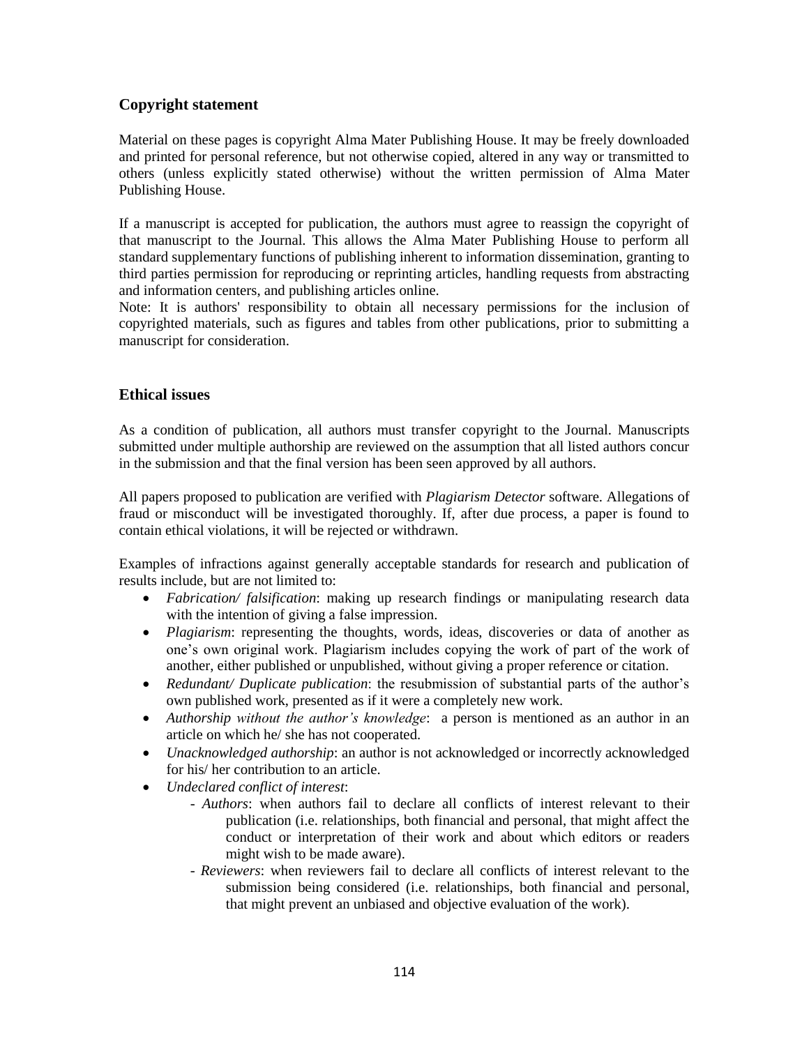## Copyright statement

Material on these pages is copyright Alma Mater Publishing House. It may be freely downloaded and printed for personal reference, but not otherwise copied, altered in any way or transmitted to others (unless explicitly stated otherwise) without the written permission of Alma Mater Publishing House.

If a manuscript is accepted for publication, the authors must agree to reassign the copyright of that manuscript to the Journal. This allows the Alma Mater Publishing House to perform all standard supplementary functions of publishing inherent to information dissemination, granting to third parties permission for reproducing or reprinting articles, handling requests from abstracting and information centers, and publishing articles online.
Note: It is authors' responsibility to obtain all necessary permissions for the inclusion of copyrighted materials, such as figures and tables from other publications, prior to submitting a manuscript for consideration.

## Ethical issues

As a condition of publication, all authors must transfer copyright to the Journal. Manuscripts submitted under multiple authorship are reviewed on the assumption that all listed authors concur in the submission and that the final version has been seen approved by all authors.

All papers proposed to publication are verified with *Plagiarism Detector* software. Allegations of fraud or misconduct will be investigated thoroughly. If, after due process, a paper is found to contain ethical violations, it will be rejected or withdrawn.

Examples of infractions against generally acceptable standards for research and publication of results include, but are not limited to:

- *Fabrication/ falsification*: making up research findings or manipulating research data with the intention of giving a false impression.
- *Plagiarism*: representing the thoughts, words, ideas, discoveries or data of another as one's own original work. Plagiarism includes copying the work of part of the work of another, either published or unpublished, without giving a proper reference or citation.
- *Redundant/ Duplicate publication*: the resubmission of substantial parts of the author's own published work, presented as if it were a completely new work.
- *Authorship without the author's knowledge*: a person is mentioned as an author in an article on which he/ she has not cooperated.
- *Unacknowledged authorship*: an author is not acknowledged or incorrectly acknowledged for his/ her contribution to an article.
- *Undeclared conflict of interest*:
  - *Authors*: when authors fail to declare all conflicts of interest relevant to their publication (i.e. relationships, both financial and personal, that might affect the conduct or interpretation of their work and about which editors or readers might wish to be made aware).
  - *Reviewers*: when reviewers fail to declare all conflicts of interest relevant to the submission being considered (i.e. relationships, both financial and personal, that might prevent an unbiased and objective evaluation of the work).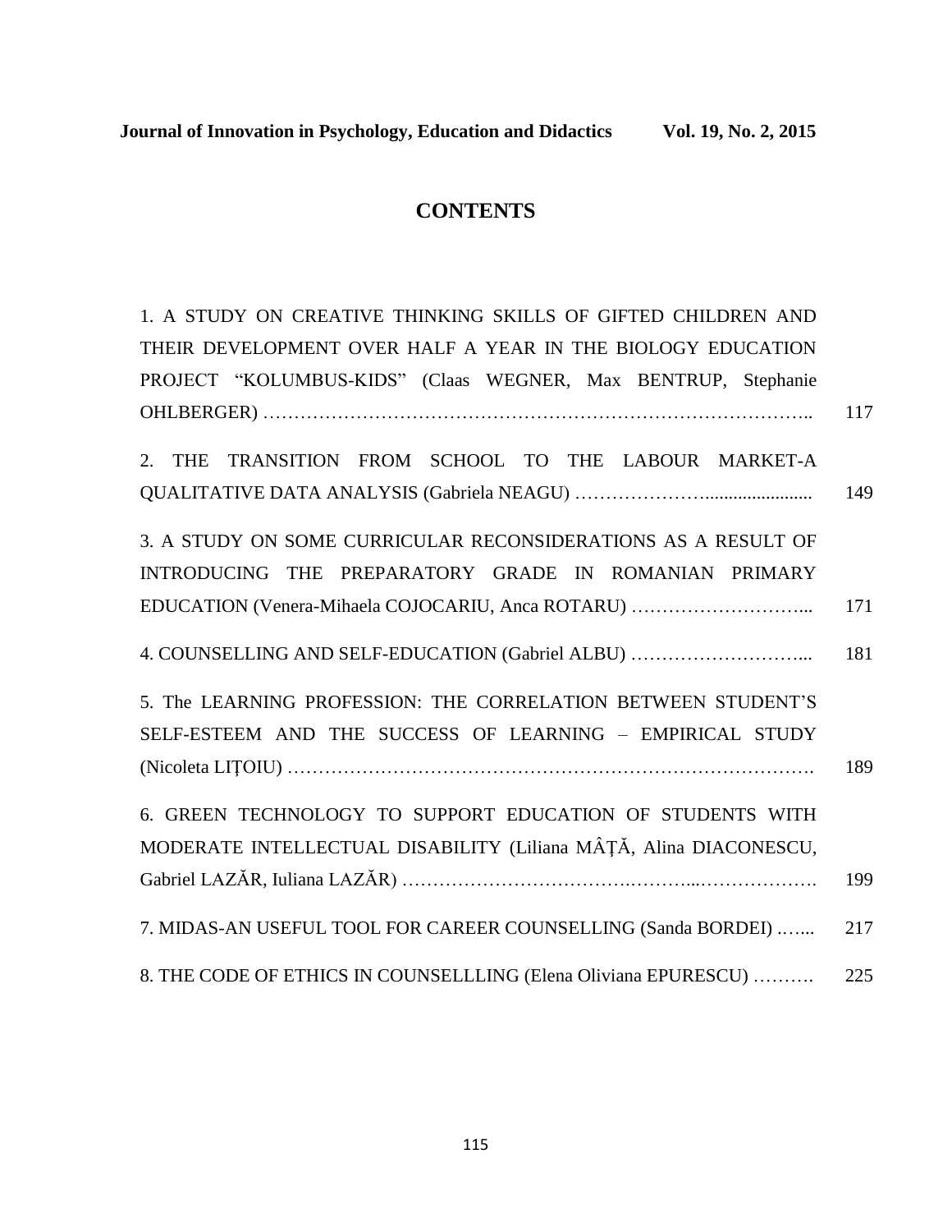# CONTENTS

1. A STUDY ON CREATIVE THINKING SKILLS OF GIFTED CHILDREN AND THEIR DEVELOPMENT OVER HALF A YEAR IN THE BIOLOGY EDUCATION PROJECT "KOLUMBUS-KIDS" (Claas WEGNER, Max BENTRUP, Stephanie OHLBERGER) …………………………………………………………………………….. 117

2. THE TRANSITION FROM SCHOOL TO THE LABOUR MARKET-A QUALITATIVE DATA ANALYSIS (Gabriela NEAGU) …………………....................... 149

3. A STUDY ON SOME CURRICULAR RECONSIDERATIONS AS A RESULT OF INTRODUCING THE PREPARATORY GRADE IN ROMANIAN PRIMARY EDUCATION (Venera-Mihaela COJOCARIU, Anca ROTARU) ………………………... 171

4. COUNSELLING AND SELF-EDUCATION (Gabriel ALBU) ………………………... 181

5. The LEARNING PROFESSION: THE CORRELATION BETWEEN STUDENT'S SELF-ESTEEM AND THE SUCCESS OF LEARNING – EMPIRICAL STUDY (Nicoleta LIȚOIU) …………………………………………………………………………. 189

6. GREEN TECHNOLOGY TO SUPPORT EDUCATION OF STUDENTS WITH MODERATE INTELLECTUAL DISABILITY (Liliana MÂȚĂ, Alina DIACONESCU, Gabriel LAZĂR, Iuliana LAZĂR) ……………………………….……...………………. 199

7. MIDAS-AN USEFUL TOOL FOR CAREER COUNSELLING (Sanda BORDEI) ….... 217

8. THE CODE OF ETHICS IN COUNSELLLING (Elena Oliviana EPURESCU) ………. 225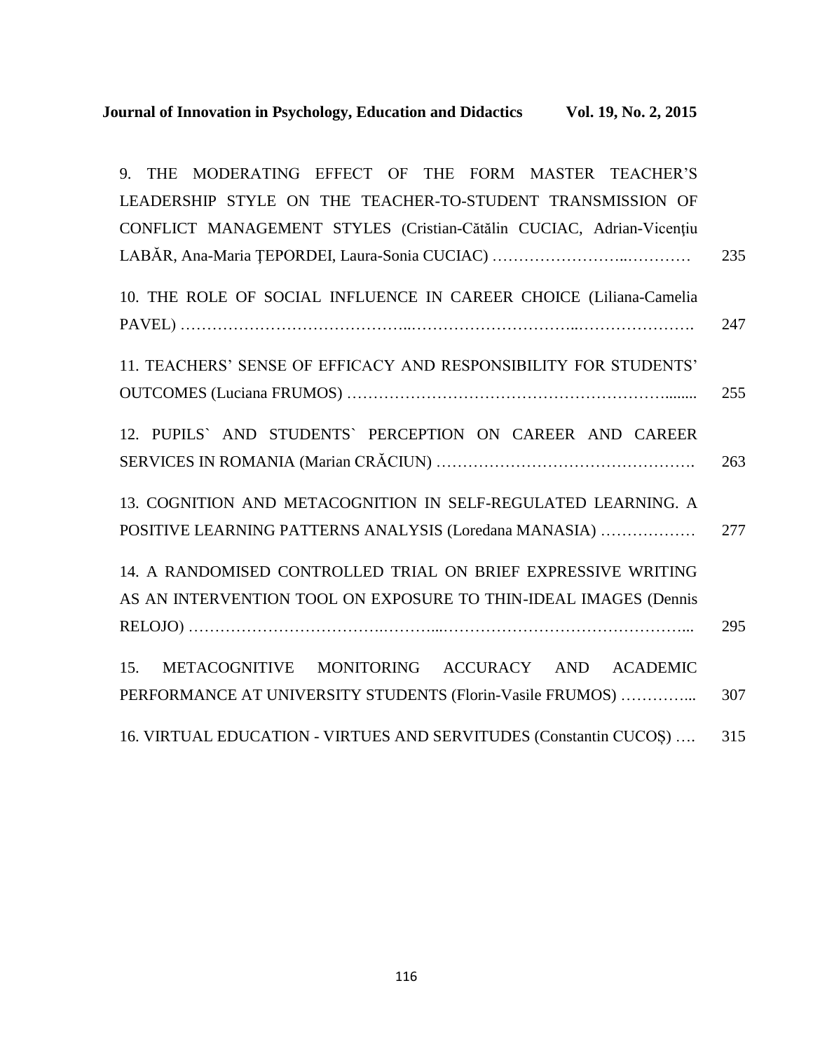9. THE MODERATING EFFECT OF THE FORM MASTER TEACHER'S LEADERSHIP STYLE ON THE TEACHER-TO-STUDENT TRANSMISSION OF CONFLICT MANAGEMENT STYLES (Cristian-Cătălin CUCIAC, Adrian-Vicenţiu LABĂR, Ana-Maria ȚEPORDEI, Laura-Sonia CUCIAC) …………………….………… 235

10. THE ROLE OF SOCIAL INFLUENCE IN CAREER CHOICE (Liliana-Camelia PAVEL) …………………………………..………………………..…………………. 247

11. TEACHERS' SENSE OF EFFICACY AND RESPONSIBILITY FOR STUDENTS' OUTCOMES (Luciana FRUMOS) ………………………………………………….......... 255

12. PUPILS` AND STUDENTS` PERCEPTION ON CAREER AND CAREER SERVICES IN ROMANIA (Marian CRĂCIUN) ………………………………………. 263

13. COGNITION AND METACOGNITION IN SELF-REGULATED LEARNING. A POSITIVE LEARNING PATTERNS ANALYSIS (Loredana MANASIA) ……………… 277

14. A RANDOMISED CONTROLLED TRIAL ON BRIEF EXPRESSIVE WRITING AS AN INTERVENTION TOOL ON EXPOSURE TO THIN-IDEAL IMAGES (Dennis RELOJO) ……………………………..……...……………………………………... 295

15. METACOGNITIVE MONITORING ACCURACY AND ACADEMIC PERFORMANCE AT UNIVERSITY STUDENTS (Florin-Vasile FRUMOS) …………... 307

16. VIRTUAL EDUCATION - VIRTUES AND SERVITUDES (Constantin CUCOȘ) …. 315